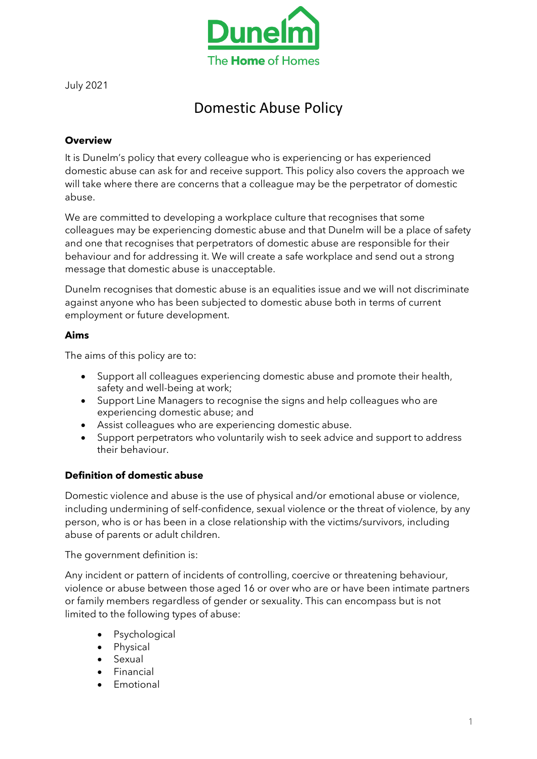Dunelm

The **Home** of Homes

July 2021

# Domestic Abuse Policy

**Overview**

It is Dunelm's policy that every colleague who is experiencing or has experienced domestic abuse can ask for and receive support. This policy also covers the approach we will take where there are concerns that a colleague may be the perpetrator of domestic abuse.

We are committed to developing a workplace culture that recognises that some colleagues may be experiencing domestic abuse and that Dunelm will be a place of safety and one that recognises that perpetrators of domestic abuse are responsible for their behaviour and for addressing it. We will create a safe workplace and send out a strong message that domestic abuse is unacceptable.

Dunelm recognises that domestic abuse is an equalities issue and we will not discriminate against anyone who has been subjected to domestic abuse both in terms of current employment or future development.

**Aims**

The aims of this policy are to:

- Support all colleagues experiencing domestic abuse and promote their health, safety and well-being at work;
- Support Line Managers to recognise the signs and help colleagues who are experiencing domestic abuse; and
- Assist colleagues who are experiencing domestic abuse.
- Support perpetrators who voluntarily wish to seek advice and support to address their behaviour.

**Definition of domestic abuse**

Domestic violence and abuse is the use of physical and/or emotional abuse or violence, including undermining of self-confidence, sexual violence or the threat of violence, by any person, who is or has been in a close relationship with the victims/survivors, including abuse of parents or adult children.

The government definition is:

Any incident or pattern of incidents of controlling, coercive or threatening behaviour, violence or abuse between those aged 16 or over who are or have been intimate partners or family members regardless of gender or sexuality. This can encompass but is not limited to the following types of abuse:

- Psychological
- Physical
- Sexual
- Financial
- Emotional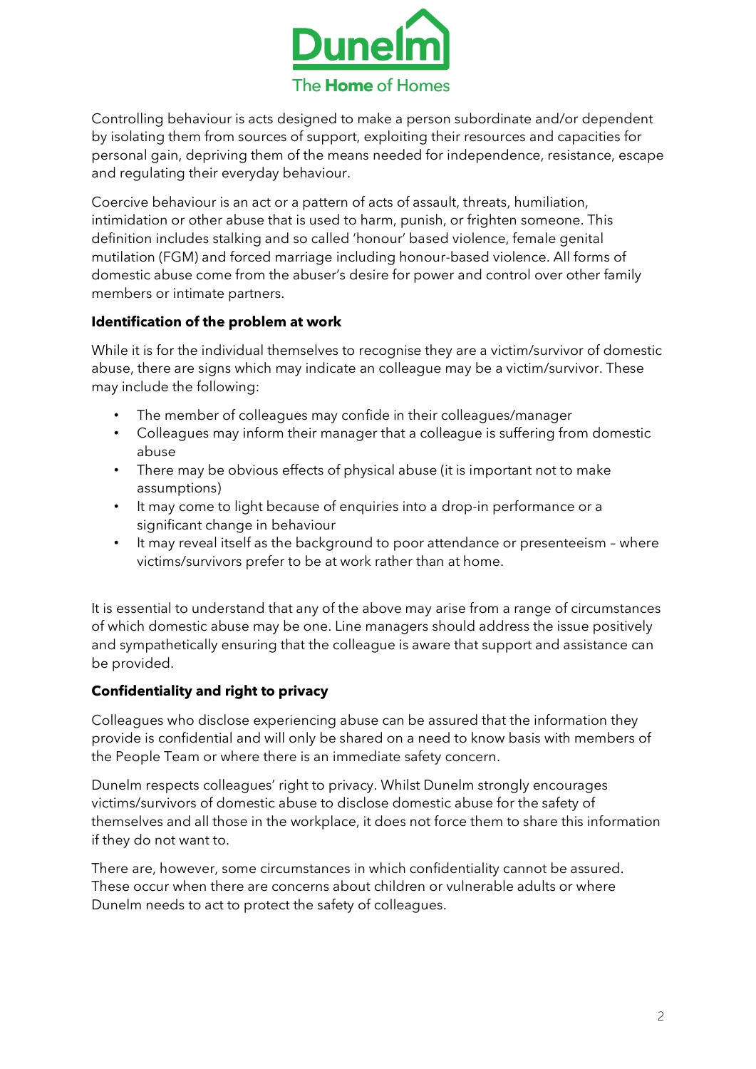Controlling behaviour is acts designed to make a person subordinate and/or dependent by isolating them from sources of support, exploiting their resources and capacities for personal gain, depriving them of the means needed for independence, resistance, escape and regulating their everyday behaviour.

Coercive behaviour is an act or a pattern of acts of assault, threats, humiliation, intimidation or other abuse that is used to harm, punish, or frighten someone. This definition includes stalking and so called 'honour' based violence, female genital mutilation (FGM) and forced marriage including honour-based violence. All forms of domestic abuse come from the abuser's desire for power and control over other family members or intimate partners.

**Identification of the problem at work**

While it is for the individual themselves to recognise they are a victim/survivor of domestic abuse, there are signs which may indicate an colleague may be a victim/survivor. These may include the following:

- The member of colleagues may confide in their colleagues/manager
- Colleagues may inform their manager that a colleague is suffering from domestic abuse
- There may be obvious effects of physical abuse (it is important not to make assumptions)
- It may come to light because of enquiries into a drop-in performance or a significant change in behaviour
- It may reveal itself as the background to poor attendance or presenteeism – where victims/survivors prefer to be at work rather than at home.

It is essential to understand that any of the above may arise from a range of circumstances of which domestic abuse may be one. Line managers should address the issue positively and sympathetically ensuring that the colleague is aware that support and assistance can be provided.

**Confidentiality and right to privacy**

Colleagues who disclose experiencing abuse can be assured that the information they provide is confidential and will only be shared on a need to know basis with members of the People Team or where there is an immediate safety concern.

Dunelm respects colleagues' right to privacy. Whilst Dunelm strongly encourages victims/survivors of domestic abuse to disclose domestic abuse for the safety of themselves and all those in the workplace, it does not force them to share this information if they do not want to.

There are, however, some circumstances in which confidentiality cannot be assured. These occur when there are concerns about children or vulnerable adults or where Dunelm needs to act to protect the safety of colleagues.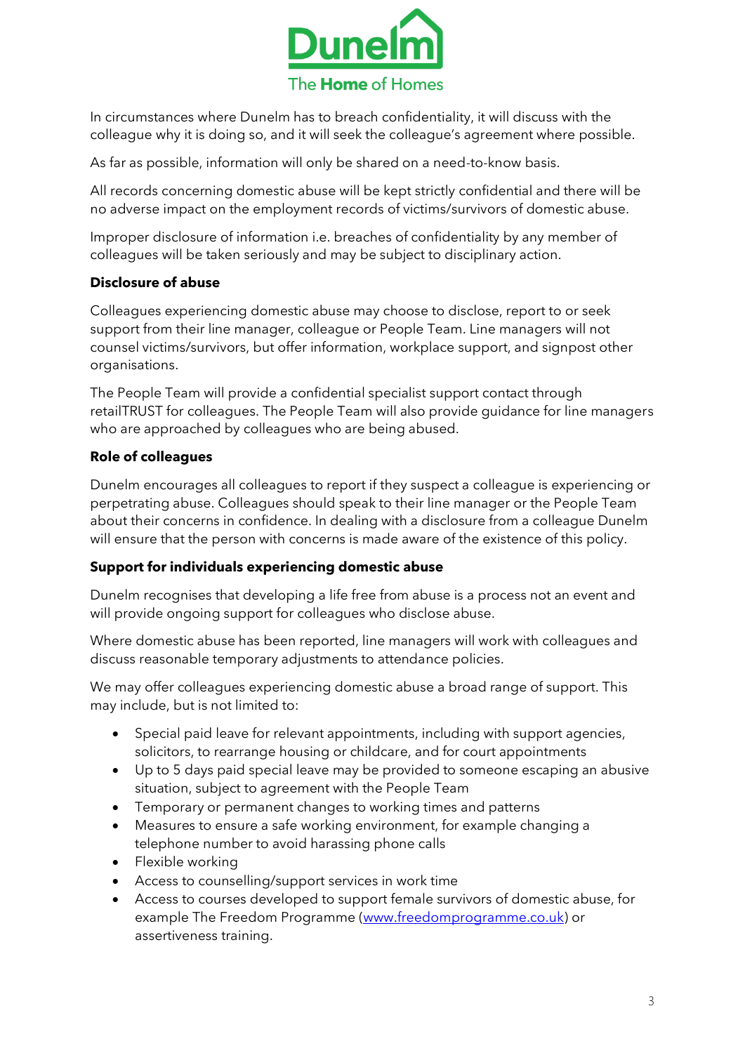In circumstances where Dunelm has to breach confidentiality, it will discuss with the colleague why it is doing so, and it will seek the colleague's agreement where possible.

As far as possible, information will only be shared on a need-to-know basis.

All records concerning domestic abuse will be kept strictly confidential and there will be no adverse impact on the employment records of victims/survivors of domestic abuse.

Improper disclosure of information i.e. breaches of confidentiality by any member of colleagues will be taken seriously and may be subject to disciplinary action.

**Disclosure of abuse**

Colleagues experiencing domestic abuse may choose to disclose, report to or seek support from their line manager, colleague or People Team. Line managers will not counsel victims/survivors, but offer information, workplace support, and signpost other organisations.

The People Team will provide a confidential specialist support contact through retailTRUST for colleagues. The People Team will also provide guidance for line managers who are approached by colleagues who are being abused.

**Role of colleagues**

Dunelm encourages all colleagues to report if they suspect a colleague is experiencing or perpetrating abuse. Colleagues should speak to their line manager or the People Team about their concerns in confidence. In dealing with a disclosure from a colleague Dunelm will ensure that the person with concerns is made aware of the existence of this policy.

**Support for individuals experiencing domestic abuse**

Dunelm recognises that developing a life free from abuse is a process not an event and will provide ongoing support for colleagues who disclose abuse.

Where domestic abuse has been reported, line managers will work with colleagues and discuss reasonable temporary adjustments to attendance policies.

We may offer colleagues experiencing domestic abuse a broad range of support. This may include, but is not limited to:

- Special paid leave for relevant appointments, including with support agencies, solicitors, to rearrange housing or childcare, and for court appointments
- Up to 5 days paid special leave may be provided to someone escaping an abusive situation, subject to agreement with the People Team
- Temporary or permanent changes to working times and patterns
- Measures to ensure a safe working environment, for example changing a telephone number to avoid harassing phone calls
- Flexible working
- Access to counselling/support services in work time
- Access to courses developed to support female survivors of domestic abuse, for example The Freedom Programme ([www.freedomprogramme.co.uk](http://www.freedomprogramme.co.uk)) or assertiveness training.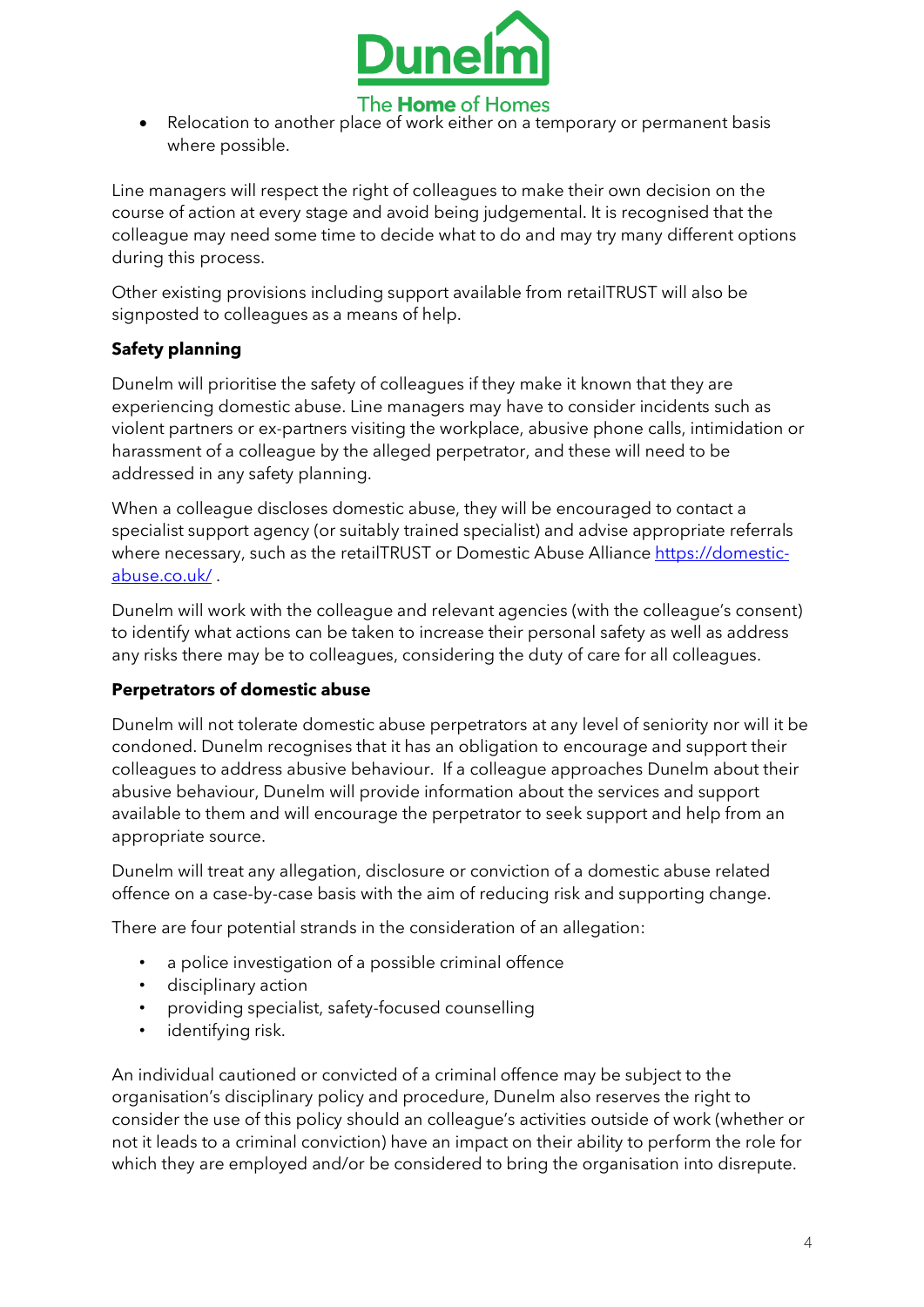- Relocation to another place of work either on a temporary or permanent basis where possible.

Line managers will respect the right of colleagues to make their own decision on the course of action at every stage and avoid being judgemental. It is recognised that the colleague may need some time to decide what to do and may try many different options during this process.

Other existing provisions including support available from retailTRUST will also be signposted to colleagues as a means of help.

**Safety planning**

Dunelm will prioritise the safety of colleagues if they make it known that they are experiencing domestic abuse. Line managers may have to consider incidents such as violent partners or ex-partners visiting the workplace, abusive phone calls, intimidation or harassment of a colleague by the alleged perpetrator, and these will need to be addressed in any safety planning.

When a colleague discloses domestic abuse, they will be encouraged to contact a specialist support agency (or suitably trained specialist) and advise appropriate referrals where necessary, such as the retailTRUST or Domestic Abuse Alliance [https://domestic-abuse.co.uk/](https://domestic-abuse.co.uk/) .

Dunelm will work with the colleague and relevant agencies (with the colleague's consent) to identify what actions can be taken to increase their personal safety as well as address any risks there may be to colleagues, considering the duty of care for all colleagues.

**Perpetrators of domestic abuse**

Dunelm will not tolerate domestic abuse perpetrators at any level of seniority nor will it be condoned. Dunelm recognises that it has an obligation to encourage and support their colleagues to address abusive behaviour. If a colleague approaches Dunelm about their abusive behaviour, Dunelm will provide information about the services and support available to them and will encourage the perpetrator to seek support and help from an appropriate source.

Dunelm will treat any allegation, disclosure or conviction of a domestic abuse related offence on a case-by-case basis with the aim of reducing risk and supporting change.

There are four potential strands in the consideration of an allegation:

- a police investigation of a possible criminal offence
- disciplinary action
- providing specialist, safety-focused counselling
- identifying risk.

An individual cautioned or convicted of a criminal offence may be subject to the organisation's disciplinary policy and procedure, Dunelm also reserves the right to consider the use of this policy should an colleague's activities outside of work (whether or not it leads to a criminal conviction) have an impact on their ability to perform the role for which they are employed and/or be considered to bring the organisation into disrepute.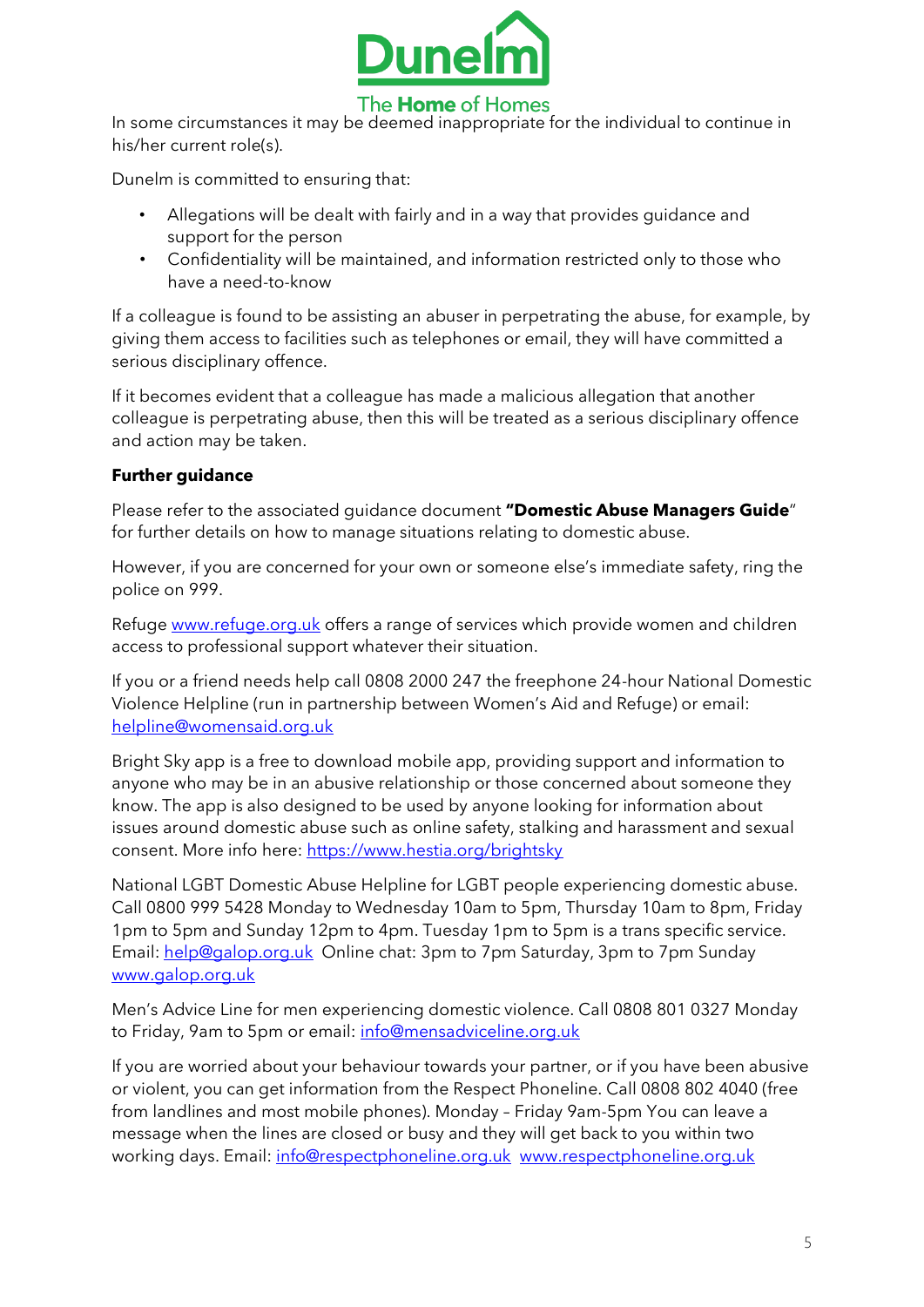In some circumstances it may be deemed inappropriate for the individual to continue in his/her current role(s).

Dunelm is committed to ensuring that:

- Allegations will be dealt with fairly and in a way that provides guidance and support for the person
- Confidentiality will be maintained, and information restricted only to those who have a need-to-know

If a colleague is found to be assisting an abuser in perpetrating the abuse, for example, by giving them access to facilities such as telephones or email, they will have committed a serious disciplinary offence.

If it becomes evident that a colleague has made a malicious allegation that another colleague is perpetrating abuse, then this will be treated as a serious disciplinary offence and action may be taken.

**Further guidance**

Please refer to the associated guidance document **"Domestic Abuse Managers Guide**" for further details on how to manage situations relating to domestic abuse.

However, if you are concerned for your own or someone else's immediate safety, ring the police on 999.

Refuge www.refuge.org.uk offers a range of services which provide women and children access to professional support whatever their situation.

If you or a friend needs help call 0808 2000 247 the freephone 24-hour National Domestic Violence Helpline (run in partnership between Women's Aid and Refuge) or email: helpline@womensaid.org.uk

Bright Sky app is a free to download mobile app, providing support and information to anyone who may be in an abusive relationship or those concerned about someone they know. The app is also designed to be used by anyone looking for information about issues around domestic abuse such as online safety, stalking and harassment and sexual consent. More info here: https://www.hestia.org/brightsky

National LGBT Domestic Abuse Helpline for LGBT people experiencing domestic abuse. Call 0800 999 5428 Monday to Wednesday 10am to 5pm, Thursday 10am to 8pm, Friday 1pm to 5pm and Sunday 12pm to 4pm. Tuesday 1pm to 5pm is a trans specific service. Email: help@galop.org.uk Online chat: 3pm to 7pm Saturday, 3pm to 7pm Sunday www.galop.org.uk

Men's Advice Line for men experiencing domestic violence. Call 0808 801 0327 Monday to Friday, 9am to 5pm or email: info@mensadviceline.org.uk

If you are worried about your behaviour towards your partner, or if you have been abusive or violent, you can get information from the Respect Phoneline. Call 0808 802 4040 (free from landlines and most mobile phones). Monday – Friday 9am-5pm You can leave a message when the lines are closed or busy and they will get back to you within two working days. Email: info@respectphoneline.org.uk www.respectphoneline.org.uk